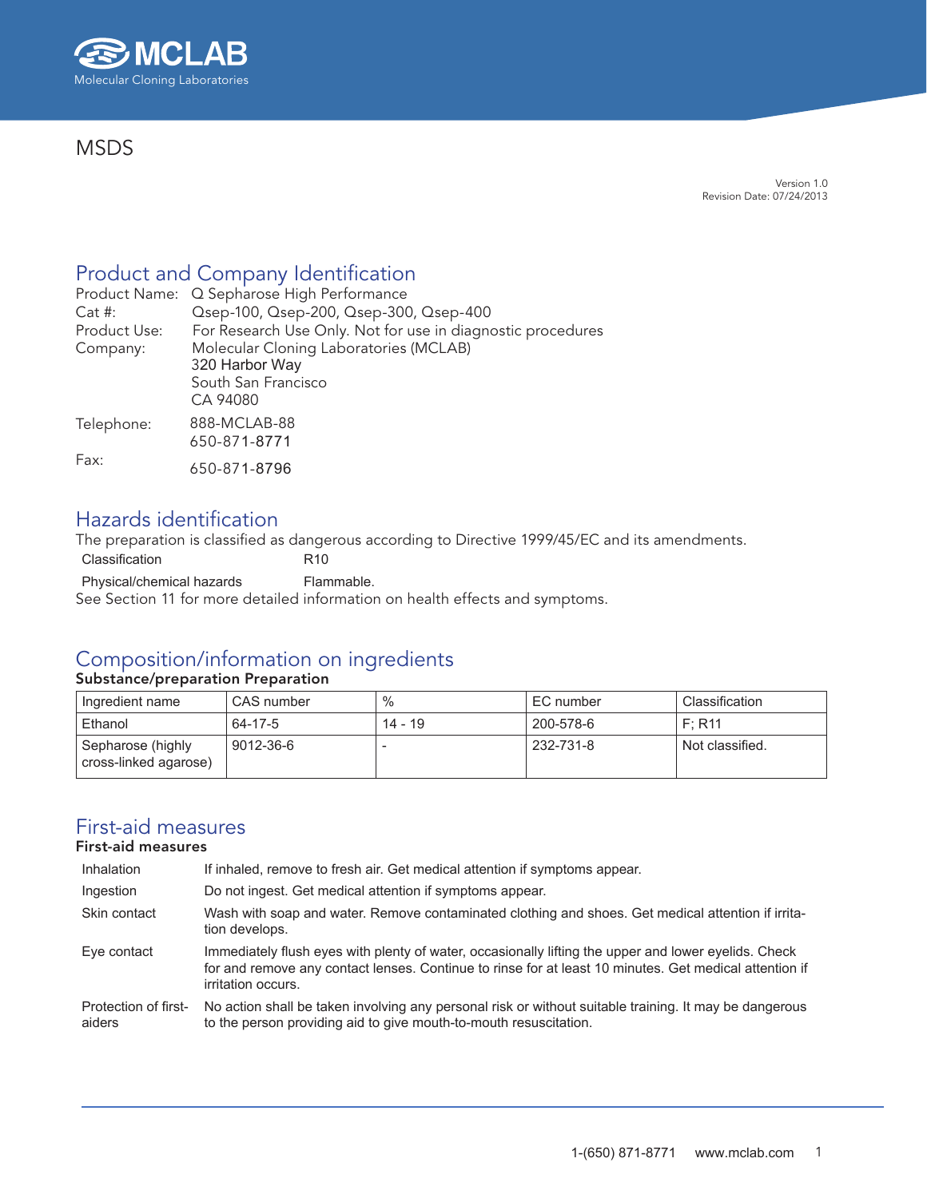# MSDS

Version 1.0
Revision Date: 07/24/2013

## Product and Company Identification

Product Name: Q Sepharose High Performance
Cat #: Qsep-100, Qsep-200, Qsep-300, Qsep-400
Product Use: For Research Use Only. Not for use in diagnostic procedures
Company: Molecular Cloning Laboratories (MCLAB)
320 Harbor Way
South San Francisco
CA 94080

Telephone: 888-MCLAB-88
650-871-8771

Fax: 650-871-8796

## Hazards identification

The preparation is classified as dangerous according to Directive 1999/45/EC and its amendments.

| | |
|---|---|
| Classification | R10 |
| Physical/chemical hazards | Flammable. |

See Section 11 for more detailed information on health effects and symptoms.

## Composition/information on ingredients

**Substance/preparation Preparation**

| Ingredient name | CAS number | % | EC number | Classification |
|---|---|---|---|---|
| Ethanol | 64-17-5 | 14 - 19 | 200-578-6 | F; R11 |
| Sepharose (highly cross-linked agarose) | 9012-36-6 | - | 232-731-8 | Not classified. |

## First-aid measures

**First-aid measures**

| | |
|---|---|
| Inhalation | If inhaled, remove to fresh air. Get medical attention if symptoms appear. |
| Ingestion | Do not ingest. Get medical attention if symptoms appear. |
| Skin contact | Wash with soap and water. Remove contaminated clothing and shoes. Get medical attention if irritation develops. |
| Eye contact | Immediately flush eyes with plenty of water, occasionally lifting the upper and lower eyelids. Check for and remove any contact lenses. Continue to rinse for at least 10 minutes. Get medical attention if irritation occurs. |
| Protection of first-aiders | No action shall be taken involving any personal risk or without suitable training. It may be dangerous to the person providing aid to give mouth-to-mouth resuscitation. |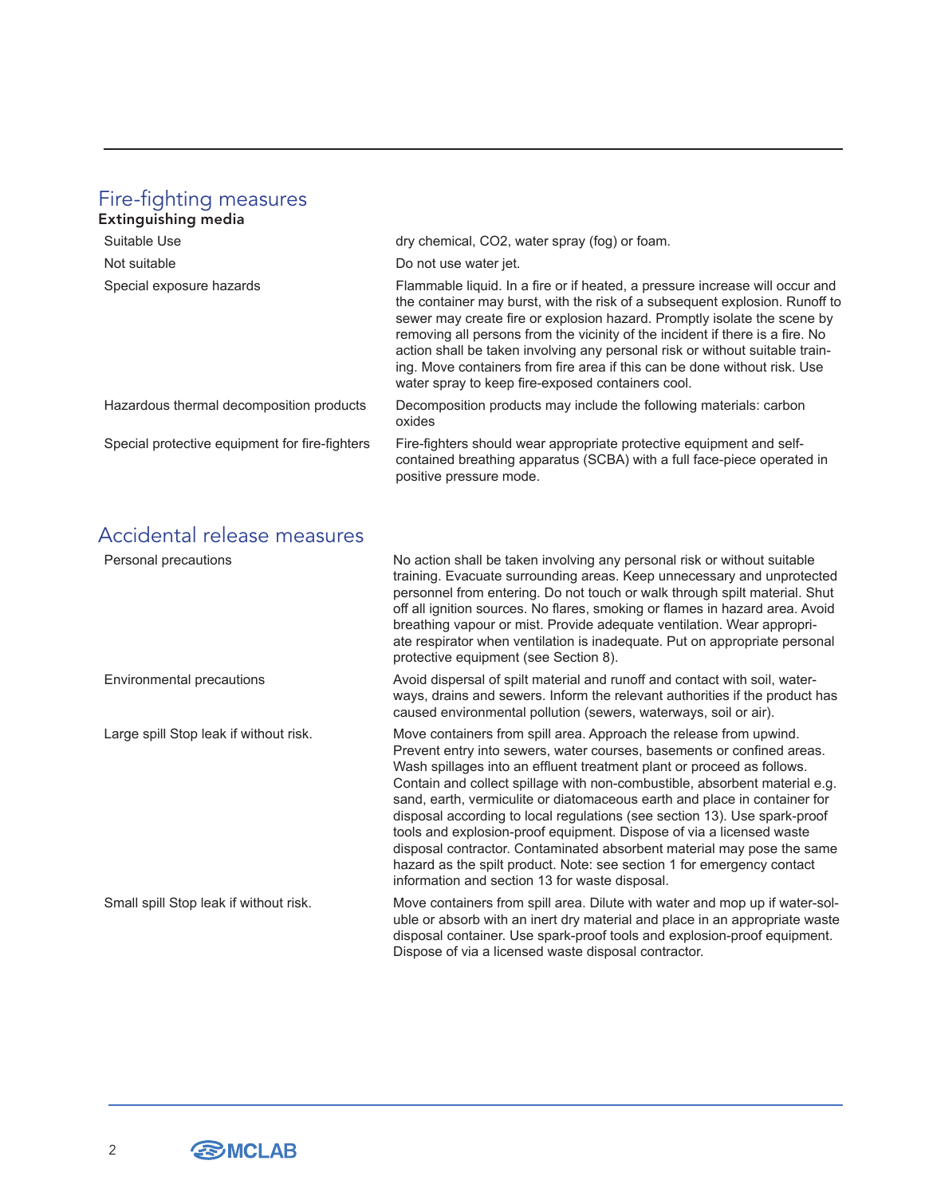## Fire-fighting measures

### Extinguishing media

| | |
|---|---|
| Suitable Use | dry chemical, $CO_2$, water spray (fog) or foam. |
| Not suitable | Do not use water jet. |
| Special exposure hazards | Flammable liquid. In a fire or if heated, a pressure increase will occur and the container may burst, with the risk of a subsequent explosion. Runoff to sewer may create fire or explosion hazard. Promptly isolate the scene by removing all persons from the vicinity of the incident if there is a fire. No action shall be taken involving any personal risk or without suitable training. Move containers from fire area if this can be done without risk. Use water spray to keep fire-exposed containers cool. |
| Hazardous thermal decomposition products | Decomposition products may include the following materials: carbon oxides |
| Special protective equipment for fire-fighters | Fire-fighters should wear appropriate protective equipment and self-contained breathing apparatus (SCBA) with a full face-piece operated in positive pressure mode. |

## Accidental release measures

| | |
|---|---|
| Personal precautions | No action shall be taken involving any personal risk or without suitable training. Evacuate surrounding areas. Keep unnecessary and unprotected personnel from entering. Do not touch or walk through spilt material. Shut off all ignition sources. No flares, smoking or flames in hazard area. Avoid breathing vapour or mist. Provide adequate ventilation. Wear appropriate respirator when ventilation is inadequate. Put on appropriate personal protective equipment (see Section 8). |
| Environmental precautions | Avoid dispersal of spilt material and runoff and contact with soil, waterways, drains and sewers. Inform the relevant authorities if the product has caused environmental pollution (sewers, waterways, soil or air). |
| Large spill Stop leak if without risk. | Move containers from spill area. Approach the release from upwind. Prevent entry into sewers, water courses, basements or confined areas. Wash spillages into an effluent treatment plant or proceed as follows. Contain and collect spillage with non-combustible, absorbent material e.g. sand, earth, vermiculite or diatomaceous earth and place in container for disposal according to local regulations (see section 13). Use spark-proof tools and explosion-proof equipment. Dispose of via a licensed waste disposal contractor. Contaminated absorbent material may pose the same hazard as the spilt product. Note: see section 1 for emergency contact information and section 13 for waste disposal. |
| Small spill Stop leak if without risk. | Move containers from spill area. Dilute with water and mop up if water-soluble or absorb with an inert dry material and place in an appropriate waste disposal container. Use spark-proof tools and explosion-proof equipment. Dispose of via a licensed waste disposal contractor. |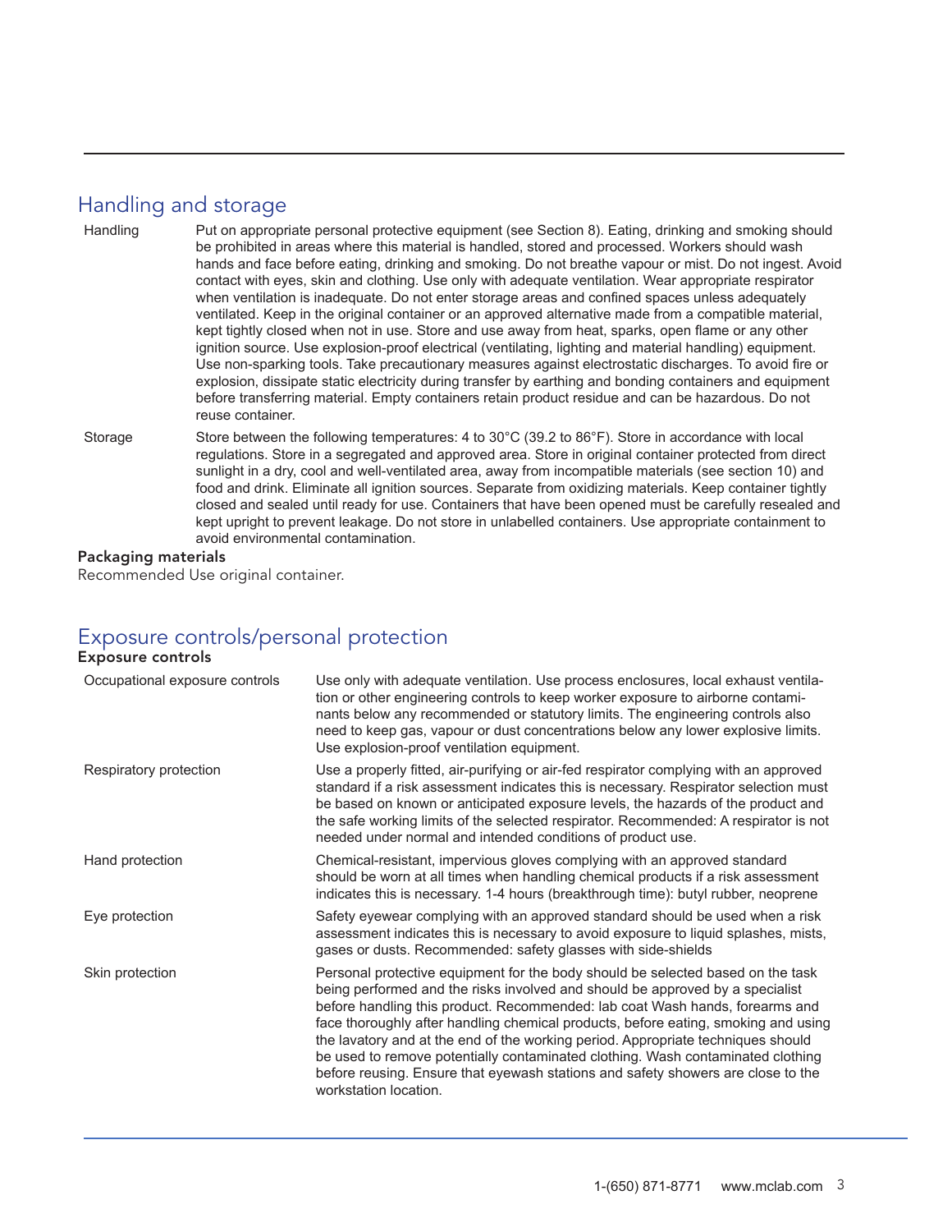## Handling and storage

| | |
|---|---|
| Handling | Put on appropriate personal protective equipment (see Section 8). Eating, drinking and smoking should be prohibited in areas where this material is handled, stored and processed. Workers should wash hands and face before eating, drinking and smoking. Do not breathe vapour or mist. Do not ingest. Avoid contact with eyes, skin and clothing. Use only with adequate ventilation. Wear appropriate respirator when ventilation is inadequate. Do not enter storage areas and confined spaces unless adequately ventilated. Keep in the original container or an approved alternative made from a compatible material, kept tightly closed when not in use. Store and use away from heat, sparks, open flame or any other ignition source. Use explosion-proof electrical (ventilating, lighting and material handling) equipment. Use non-sparking tools. Take precautionary measures against electrostatic discharges. To avoid fire or explosion, dissipate static electricity during transfer by earthing and bonding containers and equipment before transferring material. Empty containers retain product residue and can be hazardous. Do not reuse container. |
| Storage | Store between the following temperatures: 4 to 30°C (39.2 to 86°F). Store in accordance with local regulations. Store in a segregated and approved area. Store in original container protected from direct sunlight in a dry, cool and well-ventilated area, away from incompatible materials (see section 10) and food and drink. Eliminate all ignition sources. Separate from oxidizing materials. Keep container tightly closed and sealed until ready for use. Containers that have been opened must be carefully resealed and kept upright to prevent leakage. Do not store in unlabelled containers. Use appropriate containment to avoid environmental contamination. |

**Packaging materials**

Recommended Use original container.

## Exposure controls/personal protection

**Exposure controls**

| | |
|---|---|
| Occupational exposure controls | Use only with adequate ventilation. Use process enclosures, local exhaust ventilation or other engineering controls to keep worker exposure to airborne contaminants below any recommended or statutory limits. The engineering controls also need to keep gas, vapour or dust concentrations below any lower explosive limits. Use explosion-proof ventilation equipment. |
| Respiratory protection | Use a properly fitted, air-purifying or air-fed respirator complying with an approved standard if a risk assessment indicates this is necessary. Respirator selection must be based on known or anticipated exposure levels, the hazards of the product and the safe working limits of the selected respirator. Recommended: A respirator is not needed under normal and intended conditions of product use. |
| Hand protection | Chemical-resistant, impervious gloves complying with an approved standard should be worn at all times when handling chemical products if a risk assessment indicates this is necessary. 1-4 hours (breakthrough time): butyl rubber, neoprene |
| Eye protection | Safety eyewear complying with an approved standard should be used when a risk assessment indicates this is necessary to avoid exposure to liquid splashes, mists, gases or dusts. Recommended: safety glasses with side-shields |
| Skin protection | Personal protective equipment for the body should be selected based on the task being performed and the risks involved and should be approved by a specialist before handling this product. Recommended: lab coat Wash hands, forearms and face thoroughly after handling chemical products, before eating, smoking and using the lavatory and at the end of the working period. Appropriate techniques should be used to remove potentially contaminated clothing. Wash contaminated clothing before reusing. Ensure that eyewash stations and safety showers are close to the workstation location. |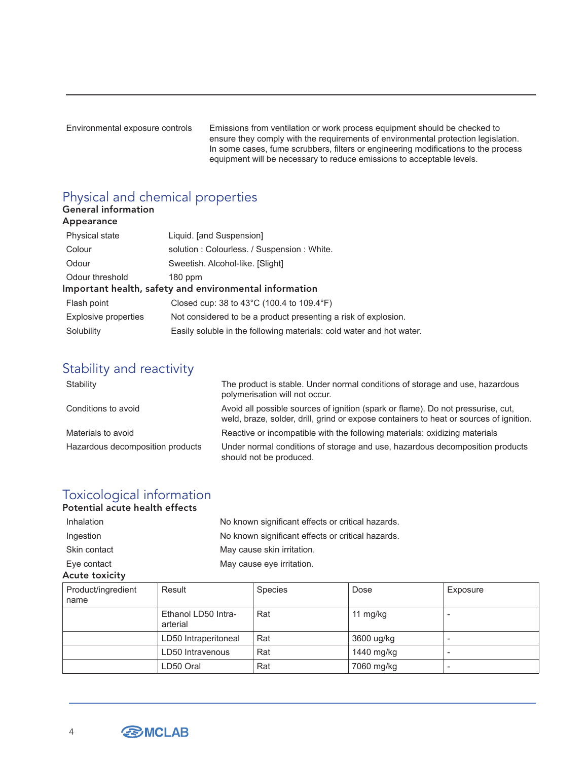| Environmental exposure controls | Emissions from ventilation or work process equipment should be checked to ensure they comply with the requirements of environmental protection legislation. In some cases, fume scrubbers, filters or engineering modifications to the process equipment will be necessary to reduce emissions to acceptable levels. |
|---|---|

## Physical and chemical properties

### General information

#### Appearance

| Physical state | Liquid. [and Suspension] |
|---|---|
| Colour | solution : Colourless. / Suspension : White. |
| Odour | Sweetish. Alcohol-like. [Slight] |
| Odour threshold | 180 ppm |

#### Important health, safety and environmental information

| Flash point | Closed cup: 38 to 43°C (100.4 to 109.4°F) |
|---|---|
| Explosive properties | Not considered to be a product presenting a risk of explosion. |
| Solubility | Easily soluble in the following materials: cold water and hot water. |

## Stability and reactivity

| Stability | The product is stable. Under normal conditions of storage and use, hazardous polymerisation will not occur. |
|---|---|
| Conditions to avoid | Avoid all possible sources of ignition (spark or flame). Do not pressurise, cut, weld, braze, solder, drill, grind or expose containers to heat or sources of ignition. |
| Materials to avoid | Reactive or incompatible with the following materials: oxidizing materials |
| Hazardous decomposition products | Under normal conditions of storage and use, hazardous decomposition products should not be produced. |

## Toxicological information

### Potential acute health effects

| Inhalation | No known significant effects or critical hazards. |
|---|---|
| Ingestion | No known significant effects or critical hazards. |
| Skin contact | May cause skin irritation. |
| Eye contact | May cause eye irritation. |

### Acute toxicity

| Product/ingredient name | Result | Species | Dose | Exposure |
|---|---|---|---|---|
| | Ethanol LD50 Intra-arterial | Rat | 11 mg/kg | - |
| | LD50 Intraperitoneal | Rat | 3600 ug/kg | - |
| | LD50 Intravenous | Rat | 1440 mg/kg | - |
| | LD50 Oral | Rat | 7060 mg/kg | - |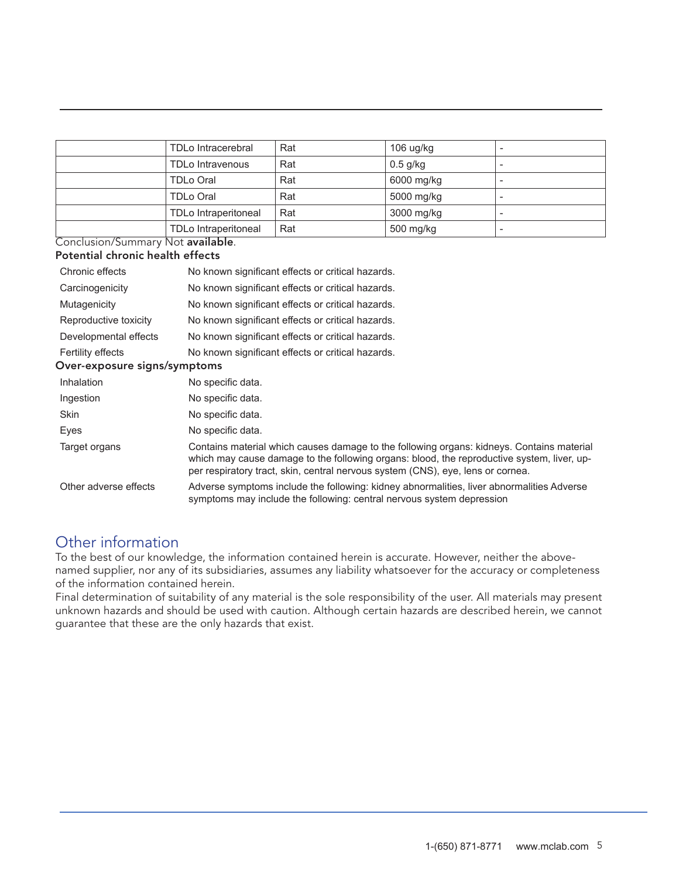| | | | | |
|---|---|---|---|---|
| | TDLo Intracerebral | Rat | 106 ug/kg | - |
| | TDLo Intravenous | Rat | 0.5 g/kg | - |
| | TDLo Oral | Rat | 6000 mg/kg | - |
| | TDLo Oral | Rat | 5000 mg/kg | - |
| | TDLo Intraperitoneal | Rat | 3000 mg/kg | - |
| | TDLo Intraperitoneal | Rat | 500 mg/kg | - |

Conclusion/Summary Not **available**.

**Potential chronic health effects**

| | |
|---|---|
| Chronic effects | No known significant effects or critical hazards. |
| Carcinogenicity | No known significant effects or critical hazards. |
| Mutagenicity | No known significant effects or critical hazards. |
| Reproductive toxicity | No known significant effects or critical hazards. |
| Developmental effects | No known significant effects or critical hazards. |
| Fertility effects | No known significant effects or critical hazards. |

**Over-exposure signs/symptoms**

| | |
|---|---|
| Inhalation | No specific data. |
| Ingestion | No specific data. |
| Skin | No specific data. |
| Eyes | No specific data. |
| Target organs | Contains material which causes damage to the following organs: kidneys. Contains material which may cause damage to the following organs: blood, the reproductive system, liver, upper respiratory tract, skin, central nervous system (CNS), eye, lens or cornea. |
| Other adverse effects | Adverse symptoms include the following: kidney abnormalities, liver abnormalities Adverse symptoms may include the following: central nervous system depression |

## Other information

To the best of our knowledge, the information contained herein is accurate. However, neither the above-named supplier, nor any of its subsidiaries, assumes any liability whatsoever for the accuracy or completeness of the information contained herein.

Final determination of suitability of any material is the sole responsibility of the user. All materials may present unknown hazards and should be used with caution. Although certain hazards are described herein, we cannot guarantee that these are the only hazards that exist.